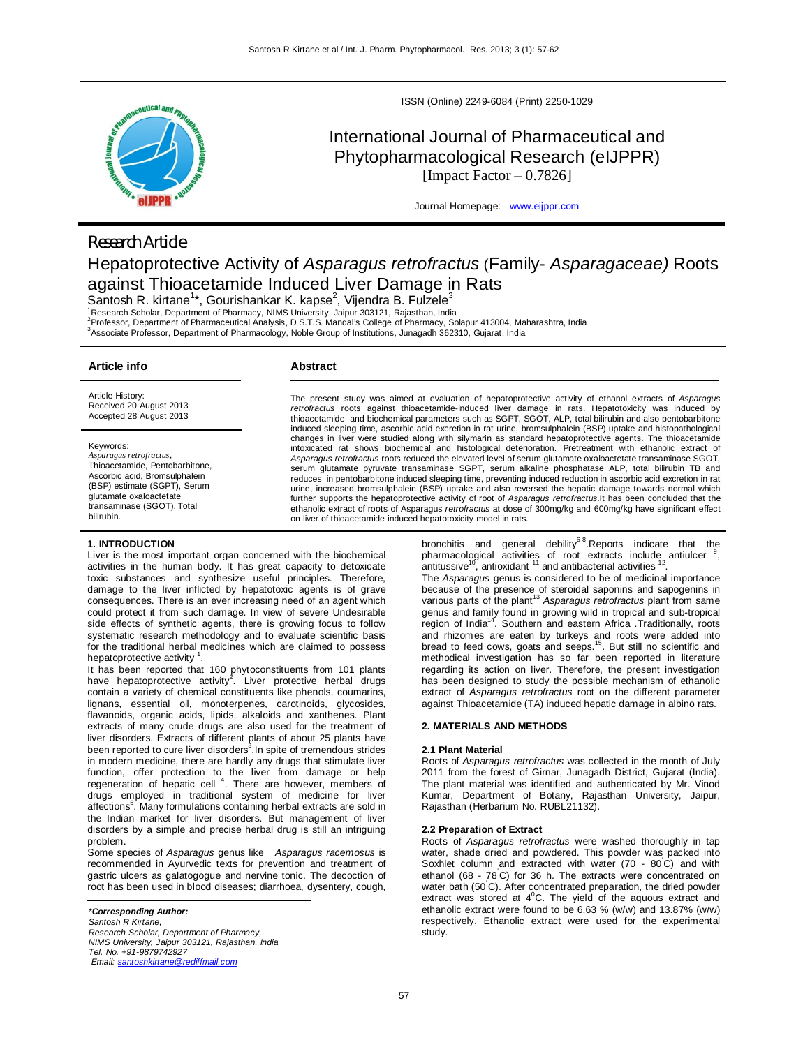ISSN (Online) 2249-6084 (Print) 2250-1029

# International Journal of Pharmaceutical and Phytopharmacological Research (eIJPPR)

[Impact Factor – 0.7826]

Journal Homepage: www.eijppr.com

Research Article

# Hepatoprotective Activity of *Asparagus retrofractus* (Family- *Asparagaceae)* Roots against Thioacetamide Induced Liver Damage in Rats

Santosh R. kirtane[1]*, Gourishankar K. kapse[2], Vijendra B. Fulzele[3]

[1]Research Scholar, Department of Pharmacy, NIMS University, Jaipur 303121, Rajasthan, India
[2]Professor, Department of Pharmaceutical Analysis, D.S.T.S. Mandal's College of Pharmacy, Solapur 413004, Maharashtra, India
[3]Associate Professor, Department of Pharmacology, Noble Group of Institutions, Junagadh 362310, Gujarat, India

## Article info

Article History:
Received 20 August 2013
Accepted 28 August 2013

Keywords:
*Asparagus retrofractus*, Thioacetamide, Pentobarbitone, Ascorbic acid, Bromsulphalein (BSP) estimate (SGPT), Serum glutamate oxaloactetate transaminase (SGOT), Total bilirubin.

## Abstract

The present study was aimed at evaluation of hepatoprotective activity of ethanol extracts of *Asparagus retrofractus* roots against thioacetamide-induced liver damage in rats. Hepatotoxicity was induced by thioacetamide and biochemical parameters such as SGPT, SGOT, ALP, total bilirubin and also pentobarbitone induced sleeping time, ascorbic acid excretion in rat urine, bromsulphalein (BSP) uptake and histopathological changes in liver were studied along with silymarin as standard hepatoprotective agents. The thioacetamide intoxicated rat shows biochemical and histological deterioration. Pretreatment with ethanolic extract of *Asparagus retrofractus* roots reduced the elevated level of serum glutamate oxaloacetate transaminase SGOT, serum glutamate pyruvate transaminase SGPT, serum alkaline phosphatase ALP, total bilirubin TB and reduces in pentobarbitone induced sleeping time, preventing induced reduction in ascorbic acid excretion in rat urine, increased bromsulphalein (BSP) uptake and also reversed the hepatic damage towards normal which further supports the hepatoprotective activity of root of *Asparagus retrofractus*.It has been concluded that the ethanolic extract of roots of Asparagus *retrofractus* at dose of 300mg/kg and 600mg/kg have significant effect on liver of thioacetamide induced hepatotoxicity model in rats.

## 1. INTRODUCTION

Liver is the most important organ concerned with the biochemical activities in the human body. It has great capacity to detoxicate toxic substances and synthesize useful principles. Therefore, damage to the liver inflicted by hepatotoxic agents is of grave consequences. There is an ever increasing need of an agent which could protect it from such damage. In view of severe Undesirable side effects of synthetic agents, there is growing focus to follow systematic research methodology and to evaluate scientific basis for the traditional herbal medicines which are claimed to possess hepatoprotective activity [1].

It has been reported that 160 phytoconstituents from 101 plants have hepatoprotective activity[2]. Liver protective herbal drugs contain a variety of chemical constituents like phenols, coumarins, lignans, essential oil, monoterpenes, carotinoids, glycosides, flavanoids, organic acids, lipids, alkaloids and xanthenes. Plant extracts of many crude drugs are also used for the treatment of liver disorders. Extracts of different plants of about 25 plants have been reported to cure liver disorders[3].In spite of tremendous strides in modern medicine, there are hardly any drugs that stimulate liver function, offer protection to the liver from damage or help regeneration of hepatic cell [4]. There are however, members of drugs employed in traditional system of medicine for liver affections[5]. Many formulations containing herbal extracts are sold in the Indian market for liver disorders. But management of liver disorders by a simple and precise herbal drug is still an intriguing problem.

Some species of *Asparagus* genus like *Asparagus racemosus* is recommended in Ayurvedic texts for prevention and treatment of gastric ulcers as galatogogue and nervine tonic. The decoction of root has been used in blood diseases; diarrhoea, dysentery, cough, bronchitis and general debility[6-8].Reports indicate that the pharmacological activities of root extracts include antiulcer [9], antitussive[10], antioxidant [11] and antibacterial activities [12].

The *Asparagus* genus is considered to be of medicinal importance because of the presence of steroidal saponins and sapogenins in various parts of the plant[13] *Asparagus retrofractus* plant from same genus and family found in growing wild in tropical and sub-tropical region of India[14]. Southern and eastern Africa .Traditionally, roots and rhizomes are eaten by turkeys and roots were added into bread to feed cows, goats and seeps.[15]. But still no scientific and methodical investigation has so far been reported in literature regarding its action on liver. Therefore, the present investigation has been designed to study the possible mechanism of ethanolic extract of *Asparagus retrofractus* root on the different parameter against Thioacetamide (TA) induced hepatic damage in albino rats.

## 2. MATERIALS AND METHODS

### 2.1 Plant Material

Roots of *Asparagus retrofractus* was collected in the month of July 2011 from the forest of Girnar, Junagadh District, Gujarat (India). The plant material was identified and authenticated by Mr. Vinod Kumar, Department of Botany, Rajasthan University, Jaipur, Rajasthan (Herbarium No. RUBL21132).

### 2.2 Preparation of Extract

Roots of *Asparagus retrofractus* were washed thoroughly in tap water, shade dried and powdered. This powder was packed into Soxhlet column and extracted with water (70 - 80 C) and with ethanol (68 - 78 C) for 36 h. The extracts were concentrated on water bath (50 C). After concentrated preparation, the dried powder extract was stored at $4^0$C. The yield of the aquous extract and ethanolic extract were found to be 6.63 % (w/w) and 13.87% (w/w) respectively. Ethanolic extract were used for the experimental study.

---

*Corresponding Author:*
*Santosh R Kirtane,*
*Research Scholar, Department of Pharmacy,*
*NIMS University, Jaipur 303121, Rajasthan, India*
*Tel. No. +91-9879742927*
*Email: santoshkirtane@rediffmail.com*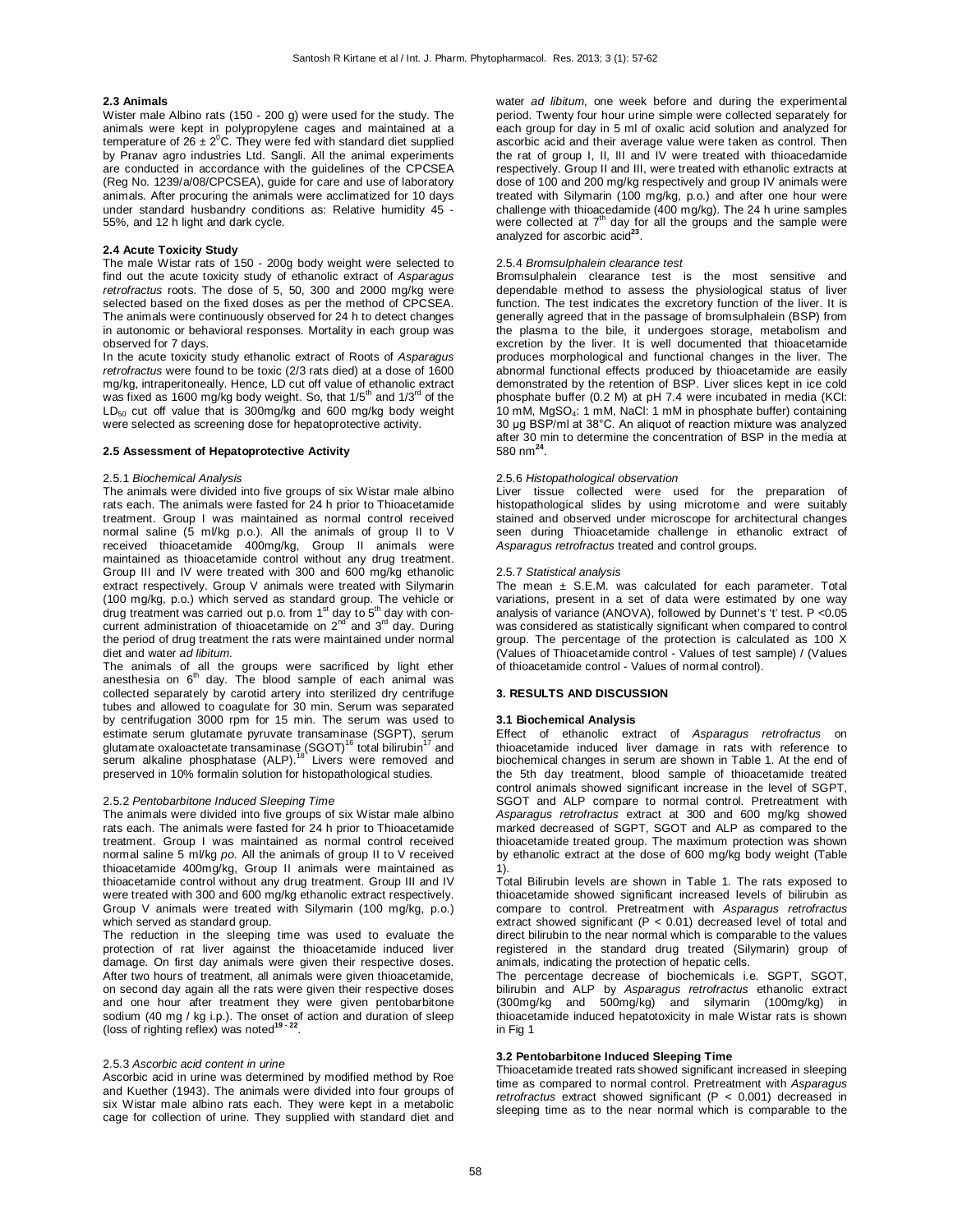### 2.3 Animals

Wister male Albino rats (150 - 200 g) were used for the study. The animals were kept in polypropylene cages and maintained at a temperature of $26 \pm 2^0$C. They were fed with standard diet supplied by Pranav agro industries Ltd. Sangli. All the animal experiments are conducted in accordance with the guidelines of the CPCSEA (Reg No. 1239/a/08/CPCSEA), guide for care and use of laboratory animals. After procuring the animals were acclimatized for 10 days under standard husbandry conditions as: Relative humidity 45 - 55%, and 12 h light and dark cycle.

### 2.4 Acute Toxicity Study

The male Wistar rats of 150 - 200g body weight were selected to find out the acute toxicity study of ethanolic extract of *Asparagus retrofractus* roots. The dose of 5, 50, 300 and 2000 mg/kg were selected based on the fixed doses as per the method of CPCSEA. The animals were continuously observed for 24 h to detect changes in autonomic or behavioral responses. Mortality in each group was observed for 7 days.

In the acute toxicity study ethanolic extract of Roots of *Asparagus retrofractus* were found to be toxic (2/3 rats died) at a dose of 1600 mg/kg, intraperitoneally. Hence, LD cut off value of ethanolic extract was fixed as 1600 mg/kg body weight. So, that 1/5$^{th}$ and 1/3$^{rd}$ of the $LD_{50}$ cut off value that is 300mg/kg and 600 mg/kg body weight were selected as screening dose for hepatoprotective activity.

### 2.5 Assessment of Hepatoprotective Activity

#### 2.5.1 *Biochemical Analysis*

The animals were divided into five groups of six Wistar male albino rats each. The animals were fasted for 24 h prior to Thioacetamide treatment. Group I was maintained as normal control received normal saline (5 ml/kg p.o.). All the animals of group II to V received thioacetamide 400mg/kg, Group II animals were maintained as thioacetamide control without any drug treatment. Group III and IV were treated with 300 and 600 mg/kg ethanolic extract respectively. Group V animals were treated with Silymarin (100 mg/kg, p.o.) which served as standard group. The vehicle or drug treatment was carried out p.o. from 1$^{st}$ day to 5$^{th}$ day with concurrent administration of thioacetamide on 2$^{nd}$ and 3$^{rd}$ day. During the period of drug treatment the rats were maintained under normal diet and water *ad libitum.*

The animals of all the groups were sacrificed by light ether anesthesia on 6$^{th}$ day. The blood sample of each animal was collected separately by carotid artery into sterilized dry centrifuge tubes and allowed to coagulate for 30 min. Serum was separated by centrifugation 3000 rpm for 15 min. The serum was used to estimate serum glutamate pyruvate transaminase (SGPT), serum glutamate oxaloactetate transaminase (SGOT)[16] total bilirubin[17] and serum alkaline phosphatase (ALP).[18] Livers were removed and preserved in 10% formalin solution for histopathological studies.

#### 2.5.2 *Pentobarbitone Induced Sleeping Time*

The animals were divided into five groups of six Wistar male albino rats each. The animals were fasted for 24 h prior to Thioacetamide treatment. Group I was maintained as normal control received normal saline 5 ml/kg *po.* All the animals of group II to V received thioacetamide 400mg/kg, Group II animals were maintained as thioacetamide control without any drug treatment. Group III and IV were treated with 300 and 600 mg/kg ethanolic extract respectively. Group V animals were treated with Silymarin (100 mg/kg, p.o.) which served as standard group.

The reduction in the sleeping time was used to evaluate the protection of rat liver against the thioacetamide induced liver damage. On first day animals were given their respective doses. After two hours of treatment, all animals were given thioacetamide, on second day again all the rats were given their respective doses and one hour after treatment they were given pentobarbitone sodium (40 mg / kg i.p.). The onset of action and duration of sleep (loss of righting reflex) was noted[19 - 22].

#### 2.5.3 *Ascorbic acid content in urine*

Ascorbic acid in urine was determined by modified method by Roe and Kuether (1943). The animals were divided into four groups of six Wistar male albino rats each. They were kept in a metabolic cage for collection of urine. They supplied with standard diet and water *ad libitum*, one week before and during the experimental period. Twenty four hour urine simple were collected separately for each group for day in 5 ml of oxalic acid solution and analyzed for ascorbic acid and their average value were taken as control. Then the rat of group I, II, III and IV were treated with thioacedamide respectively. Group II and III, were treated with ethanolic extracts at dose of 100 and 200 mg/kg respectively and group IV animals were treated with Silymarin (100 mg/kg, p.o.) and after one hour were challenge with thioacedamide (400 mg/kg). The 24 h urine samples were collected at 7$^{th}$ day for all the groups and the sample were analyzed for ascorbic acid[23].

#### 2.5.4 *Bromsulphalein clearance test*

Bromsulphalein clearance test is the most sensitive and dependable method to assess the physiological status of liver function. The test indicates the excretory function of the liver. It is generally agreed that in the passage of bromsulphalein (BSP) from the plasma to the bile, it undergoes storage, metabolism and excretion by the liver. It is well documented that thioacetamide produces morphological and functional changes in the liver. The abnormal functional effects produced by thioacetamide are easily demonstrated by the retention of BSP. Liver slices kept in ice cold phosphate buffer (0.2 M) at pH 7.4 were incubated in media (KCl: 10 mM, $MgSO_4$: 1 mM, NaCl: 1 mM in phosphate buffer) containing 30 µg BSP/ml at 38°C. An aliquot of reaction mixture was analyzed after 30 min to determine the concentration of BSP in the media at 580 nm[24].

#### 2.5.6 *Histopathological observation*

Liver tissue collected were used for the preparation of histopathological slides by using microtome and were suitably stained and observed under microscope for architectural changes seen during Thioacetamide challenge in ethanolic extract of *Asparagus retrofractus* treated and control groups.

#### 2.5.7 *Statistical analysis*

The mean ± S.E.M. was calculated for each parameter. Total variations, present in a set of data were estimated by one way analysis of variance (ANOVA), followed by Dunnet's 't' test. $P < 0.05$ was considered as statistically significant when compared to control group. The percentage of the protection is calculated as 100 X (Values of Thioacetamide control - Values of test sample) / (Values of thioacetamide control - Values of normal control).

## 3. RESULTS AND DISCUSSION

### 3.1 Biochemical Analysis

Effect of ethanolic extract of *Asparagus retrofractus* on thioacetamide induced liver damage in rats with reference to biochemical changes in serum are shown in Table 1. At the end of the 5th day treatment, blood sample of thioacetamide treated control animals showed significant increase in the level of SGPT, SGOT and ALP compare to normal control. Pretreatment with *Asparagus retrofractus* extract at 300 and 600 mg/kg showed marked decreased of SGPT, SGOT and ALP as compared to the thioacetamide treated group. The maximum protection was shown by ethanolic extract at the dose of 600 mg/kg body weight (Table 1).

Total Bilirubin levels are shown in Table 1. The rats exposed to thioacetamide showed significant increased levels of bilirubin as compare to control. Pretreatment with *Asparagus retrofractus* extract showed significant ($P < 0.01$) decreased level of total and direct bilirubin to the near normal which is comparable to the values registered in the standard drug treated (Silymarin) group of animals, indicating the protection of hepatic cells.

The percentage decrease of biochemicals i.e. SGPT, SGOT, bilirubin and ALP by *Asparagus retrofractus* ethanolic extract (300mg/kg and 500mg/kg) and silymarin (100mg/kg) in thioacetamide induced hepatotoxicity in male Wistar rats is shown in Fig 1

### 3.2 Pentobarbitone Induced Sleeping Time

Thioacetamide treated rats showed significant increased in sleeping time as compared to normal control. Pretreatment with *Asparagus retrofractus* extract showed significant ($P < 0.001$) decreased in sleeping time as to the near normal which is comparable to the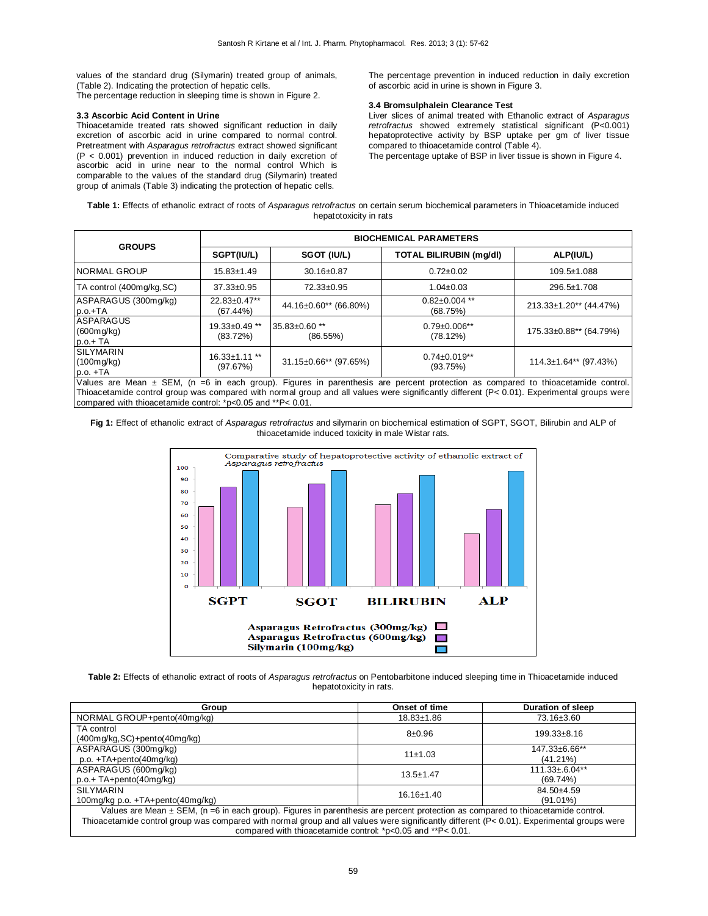values of the standard drug (Silymarin) treated group of animals, (Table 2). Indicating the protection of hepatic cells.
The percentage reduction in sleeping time is shown in Figure 2.

### 3.3 Ascorbic Acid Content in Urine

Thioacetamide treated rats showed significant reduction in daily excretion of ascorbic acid in urine compared to normal control. Pretreatment with *Asparagus retrofractus* extract showed significant ($P < 0.001$) prevention in induced reduction in daily excretion of ascorbic acid in urine near to the normal control Which is comparable to the values of the standard drug (Silymarin) treated group of animals (Table 3) indicating the protection of hepatic cells.

The percentage prevention in induced reduction in daily excretion of ascorbic acid in urine is shown in Figure 3.

### 3.4 Bromsulphalein Clearance Test

Liver slices of animal treated with Ethanolic extract of *Asparagus retrofractus* showed extremely statistical significant ($P<0.001$) hepatoprotective activity by BSP uptake per gm of liver tissue compared to thioacetamide control (Table 4).
The percentage uptake of BSP in liver tissue is shown in Figure 4.

**Table 1:** Effects of ethanolic extract of roots of *Asparagus retrofractus* on certain serum biochemical parameters in Thioacetamide induced hepatotoxicity in rats

| GROUPS | BIOCHEMICAL PARAMETERS | | | |
|---|---|---|---|---|
| | SGPT(IU/L) | SGOT (IU/L) | TOTAL BILIRUBIN (mg/dl) | ALP(IU/L) |
| NORMAL GROUP | 15.83±1.49 | 30.16±0.87 | 0.72±0.02 | 109.5±1.088 |
| TA control (400mg/kg,SC) | 37.33±0.95 | 72.33±0.95 | 1.04±0.03 | 296.5±1.708 |
| ASPARAGUS (300mg/kg) p.o.+TA | 22.83±0.47** (67.44%) | 44.16±0.60** (66.80%) | 0.82±0.004 ** (68.75%) | 213.33±1.20** (44.47%) |
| ASPARAGUS (600mg/kg) p.o.+ TA | 19.33±0.49 ** (83.72%) | 35.83±0.60 ** (86.55%) | 0.79±0.006** (78.12%) | 175.33±0.88** (64.79%) |
| SILYMARIN (100mg/kg) p.o. +TA | 16.33±1.11 ** (97.67%) | 31.15±0.66** (97.65%) | 0.74±0.019** (93.75%) | 114.3±1.64** (97.43%) |

Values are Mean ± SEM, (n =6 in each group). Figures in parenthesis are percent protection as compared to thioacetamide control. Thioacetamide control group was compared with normal group and all values were significantly different ($P< 0.01$). Experimental groups were compared with thioacetamide control: *$p<0.05$ and **$P< 0.01$.

**Fig 1:** Effect of ethanolic extract of *Asparagus retrofractus* and silymarin on biochemical estimation of SGPT, SGOT, Bilirubin and ALP of thioacetamide induced toxicity in male Wistar rats.

**Table 2:** Effects of ethanolic extract of roots of *Asparagus retrofractus* on Pentobarbitone induced sleeping time in Thioacetamide induced hepatotoxicity in rats.

| Group | Onset of time | Duration of sleep |
|---|---|---|
| NORMAL GROUP+pento(40mg/kg) | 18.83±1.86 | 73.16±3.60 |
| TA control (400mg/kg,SC)+pento(40mg/kg) | 8±0.96 | 199.33±8.16 |
| ASPARAGUS (300mg/kg) p.o. +TA+pento(40mg/kg) | 11±1.03 | 147.33±6.66** (41.21%) |
| ASPARAGUS (600mg/kg) p.o.+ TA+pento(40mg/kg) | 13.5±1.47 | 111.33±.6.04** (69.74%) |
| SILYMARIN 100mg/kg p.o. +TA+pento(40mg/kg) | 16.16±1.40 | 84.50±4.59 (91.01%) |

Values are Mean ± SEM, (n =6 in each group). Figures in parenthesis are percent protection as compared to thioacetamide control. Thioacetamide control group was compared with normal group and all values were significantly different ($P< 0.01$). Experimental groups were compared with thioacetamide control: *$p<0.05$ and **$P< 0.01$.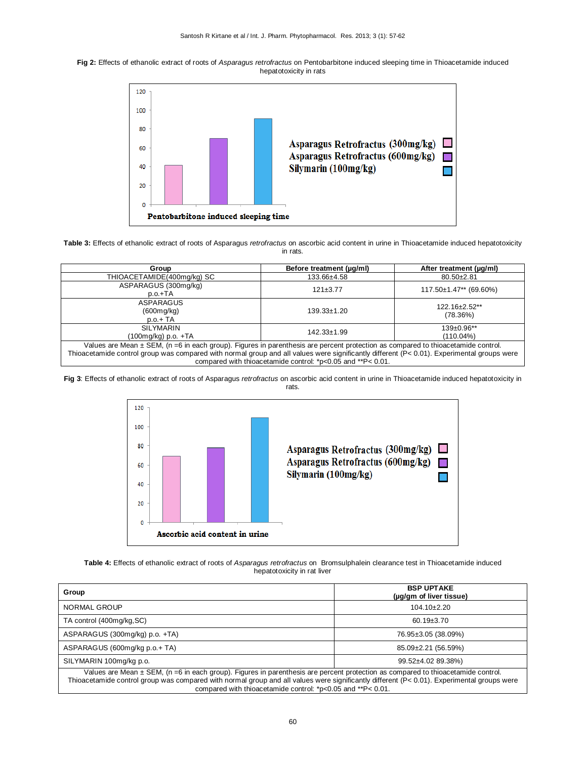**Fig 2:** Effects of ethanolic extract of roots of *Asparagus retrofractus* on Pentobarbitone induced sleeping time in Thioacetamide induced hepatotoxicity in rats

**Table 3:** Effects of ethanolic extract of roots of Asparagus *retrofractus* on ascorbic acid content in urine in Thioacetamide induced hepatotoxicity in rats.

| Group | Before treatment (µg/ml) | After treatment (µg/ml) |
|---|---|---|
| THIOACETAMIDE(400mg/kg) SC | 133.66±4.58 | 80.50±2.81 |
| ASPARAGUS (300mg/kg) p.o.+TA | 121±3.77 | 117.50±1.47** (69.60%) |
| ASPARAGUS (600mg/kg) p.o.+ TA | 139.33±1.20 | 122.16±2.52** (78.36%) |
| SILYMARIN (100mg/kg) p.o. +TA | 142.33±1.99 | 139±0.96** (110.04%) |

Values are Mean ± SEM, (n =6 in each group). Figures in parenthesis are percent protection as compared to thioacetamide control. Thioacetamide control group was compared with normal group and all values were significantly different (P< 0.01). Experimental groups were compared with thioacetamide control: *p<0.05 and **P< 0.01.

**Fig 3**: Effects of ethanolic extract of roots of Asparagus *retrofractus* on ascorbic acid content in urine in Thioacetamide induced hepatotoxicity in rats.

**Table 4:** Effects of ethanolic extract of roots of *Asparagus retrofractus* on Bromsulphalein clearance test in Thioacetamide induced hepatotoxicity in rat liver

| Group | BSP UPTAKE (µg/gm of liver tissue) |
|---|---|
| NORMAL GROUP | 104.10±2.20 |
| TA control (400mg/kg,SC) | 60.19±3.70 |
| ASPARAGUS (300mg/kg) p.o. +TA) | 76.95±3.05 (38.09%) |
| ASPARAGUS (600mg/kg p.o.+ TA) | 85.09±2.21 (56.59%) |
| SILYMARIN 100mg/kg p.o. | 99.52±4.02 89.38%) |

Values are Mean ± SEM, (n =6 in each group). Figures in parenthesis are percent protection as compared to thioacetamide control. Thioacetamide control group was compared with normal group and all values were significantly different (P< 0.01). Experimental groups were compared with thioacetamide control: *p<0.05 and **P< 0.01.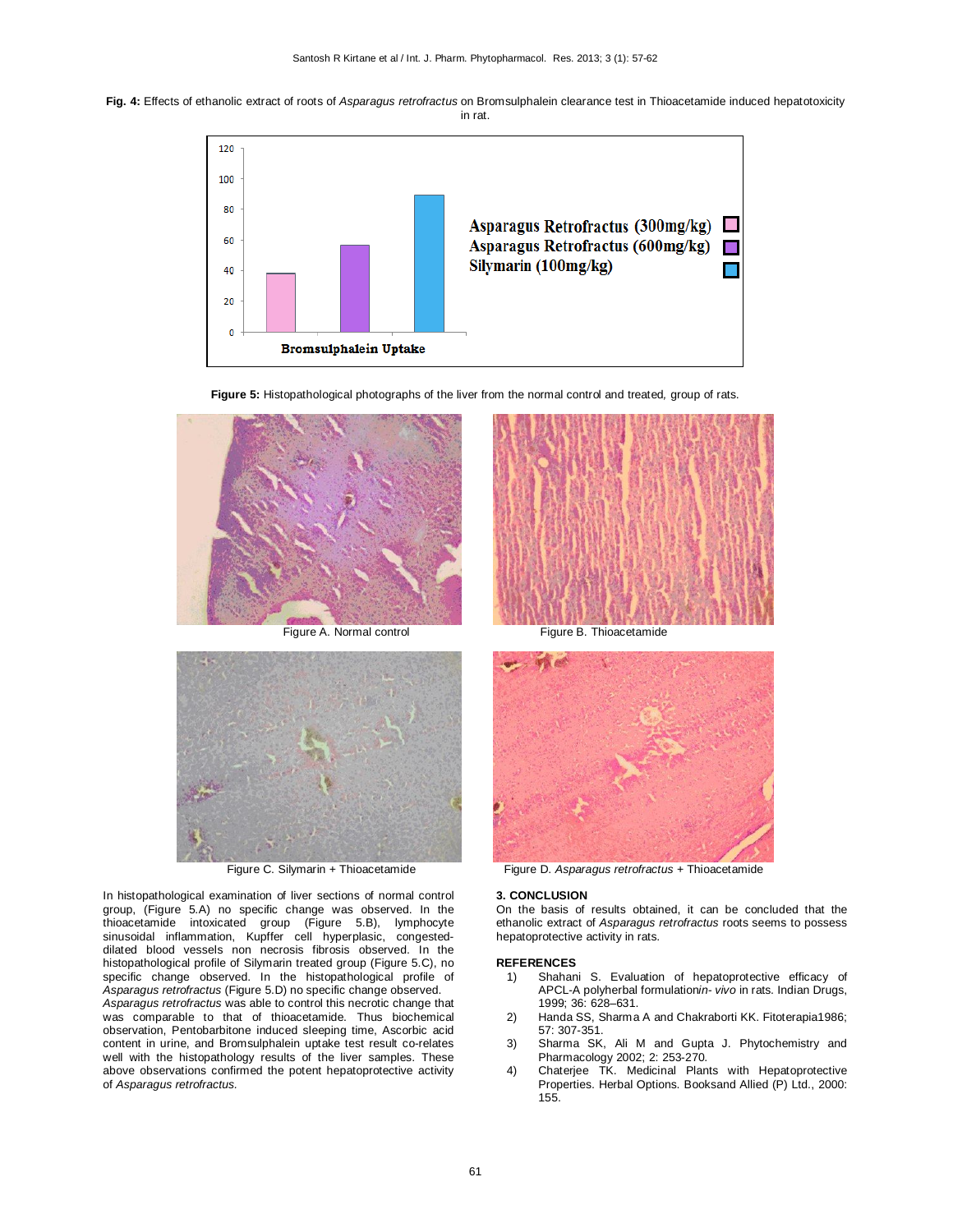**Fig. 4:** Effects of ethanolic extract of roots of *Asparagus retrofractus* on Bromsulphalein clearance test in Thioacetamide induced hepatotoxicity in rat.

**Figure 5:** Histopathological photographs of the liver from the normal control and treated, group of rats.

Figure A. Normal control

Figure B. Thioacetamide

Figure C. Silymarin + Thioacetamide

Figure D. *Asparagus retrofractus* + Thioacetamide

In histopathological examination of liver sections of normal control group, (Figure 5.A) no specific change was observed. In the thioacetamide intoxicated group (Figure 5.B), lymphocyte sinusoidal inflammation, Kupffer cell hyperplasic, congested-dilated blood vessels non necrosis fibrosis observed. In the histopathological profile of Silymarin treated group (Figure 5.C), no specific change observed. In the histopathological profile of *Asparagus retrofractus* (Figure 5.D) no specific change observed. *Asparagus retrofractus* was able to control this necrotic change that was comparable to that of thioacetamide. Thus biochemical observation, Pentobarbitone induced sleeping time, Ascorbic acid content in urine, and Bromsulphalein uptake test result co-relates well with the histopathology results of the liver samples. These above observations confirmed the potent hepatoprotective activity of *Asparagus retrofractus.*

## 3. CONCLUSION

On the basis of results obtained, it can be concluded that the ethanolic extract of *Asparagus retrofractus* roots seems to possess hepatoprotective activity in rats.

## REFERENCES

1) Shahani S. Evaluation of hepatoprotective efficacy of APCL-A polyherbal formulation*in- vivo* in rats. Indian Drugs, 1999; 36: 628–631.
2) Handa SS, Sharma A and Chakraborti KK. Fitoterapia1986; 57: 307-351.
3) Sharma SK, Ali M and Gupta J. Phytochemistry and Pharmacology 2002; 2: 253-270.
4) Chaterjee TK. Medicinal Plants with Hepatoprotective Properties. Herbal Options. Booksand Allied (P) Ltd., 2000: 155.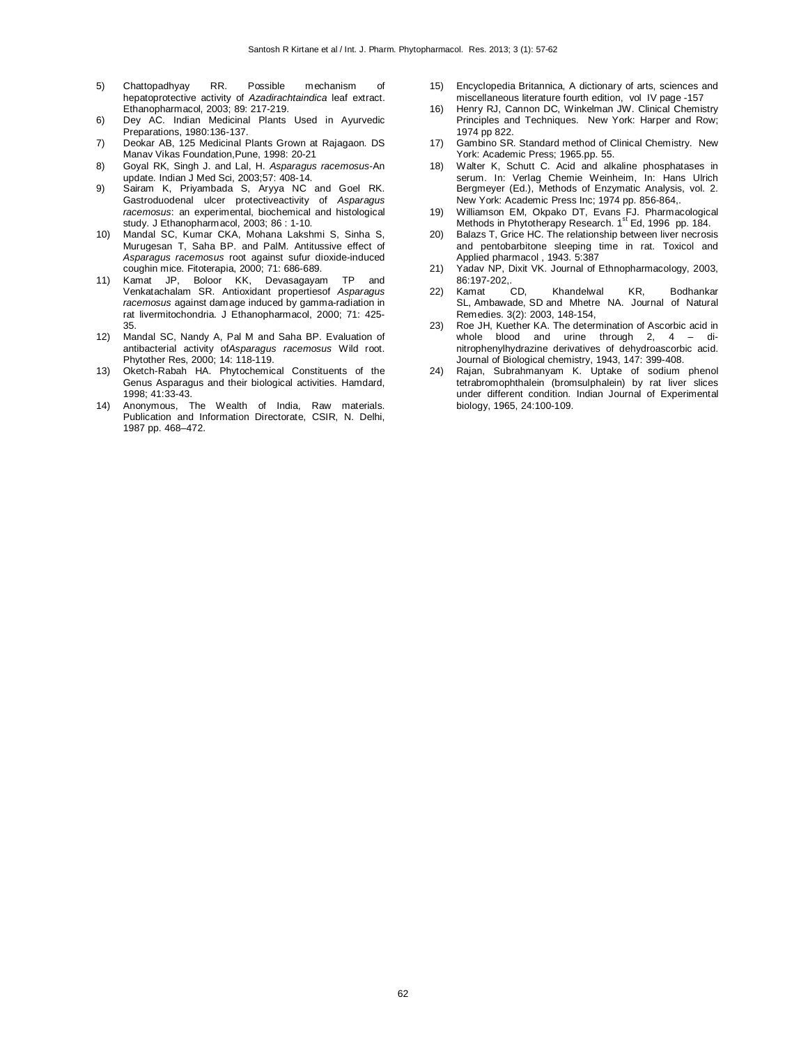5) Chattopadhyay RR. Possible mechanism of hepatoprotective activity of *Azadirachtaindica* leaf extract. Ethanopharmacol, 2003; 89: 217-219.
6) Dey AC. Indian Medicinal Plants Used in Ayurvedic Preparations, 1980:136-137.
7) Deokar AB, 125 Medicinal Plants Grown at Rajagaon. DS Manav Vikas Foundation,Pune, 1998: 20-21
8) Goyal RK, Singh J. and Lal, H. *Asparagus racemosus*-An update. Indian J Med Sci, 2003;57: 408-14.
9) Sairam K, Priyambada S, Aryya NC and Goel RK. Gastroduodenal ulcer protectiveactivity of *Asparagus racemosus*: an experimental, biochemical and histological study. J Ethanopharmacol, 2003; 86 : 1-10.
10) Mandal SC, Kumar CKA, Mohana Lakshmi S, Sinha S, Murugesan T, Saha BP. and PalM. Antitussive effect of *Asparagus racemosus* root against sufur dioxide-induced coughin mice. Fitoterapia, 2000; 71: 686-689.
11) Kamat JP, Boloor KK, Devasagayam TP and Venkatachalam SR. Antioxidant propertiesof *Asparagus racemosus* against damage induced by gamma-radiation in rat livermitochondria. J Ethanopharmacol, 2000; 71: 425-35.
12) Mandal SC, Nandy A, Pal M and Saha BP. Evaluation of antibacterial activity of*Asparagus racemosus* Wild root. Phytother Res, 2000; 14: 118-119.
13) Oketch-Rabah HA. Phytochemical Constituents of the Genus Asparagus and their biological activities. Hamdard, 1998; 41:33-43.
14) Anonymous, The Wealth of India, Raw materials. Publication and Information Directorate, CSIR, N. Delhi, 1987 pp. 468–472.
15) Encyclopedia Britannica, A dictionary of arts, sciences and miscellaneous literature fourth edition, vol IV page -157
16) Henry RJ, Cannon DC, Winkelman JW. Clinical Chemistry Principles and Techniques. New York: Harper and Row; 1974 pp 822.
17) Gambino SR. Standard method of Clinical Chemistry. New York: Academic Press; 1965.pp. 55.
18) Walter K, Schutt C. Acid and alkaline phosphatases in serum. In: Verlag Chemie Weinheim, In: Hans Ulrich Bergmeyer (Ed.), Methods of Enzymatic Analysis, vol. 2. New York: Academic Press Inc; 1974 pp. 856-864,.
19) Williamson EM, Okpako DT, Evans FJ. Pharmacological Methods in Phytotherapy Research. 1st Ed, 1996 pp. 184.
20) Balazs T, Grice HC. The relationship between liver necrosis and pentobarbitone sleeping time in rat. Toxicol and Applied pharmacol , 1943. 5:387
21) Yadav NP, Dixit VK. Journal of Ethnopharmacology, 2003, 86:197-202,.
22) Kamat CD, Khandelwal KR, Bodhankar SL, Ambawade, SD and Mhetre NA. Journal of Natural Remedies. 3(2): 2003, 148-154,
23) Roe JH, Kuether KA. The determination of Ascorbic acid in whole blood and urine through 2, 4 – di-nitrophenylhydrazine derivatives of dehydroascorbic acid. Journal of Biological chemistry, 1943, 147: 399-408.
24) Rajan, Subrahmanyam K. Uptake of sodium phenol tetrabromophthalein (bromsulphalein) by rat liver slices under different condition. Indian Journal of Experimental biology, 1965, 24:100-109.